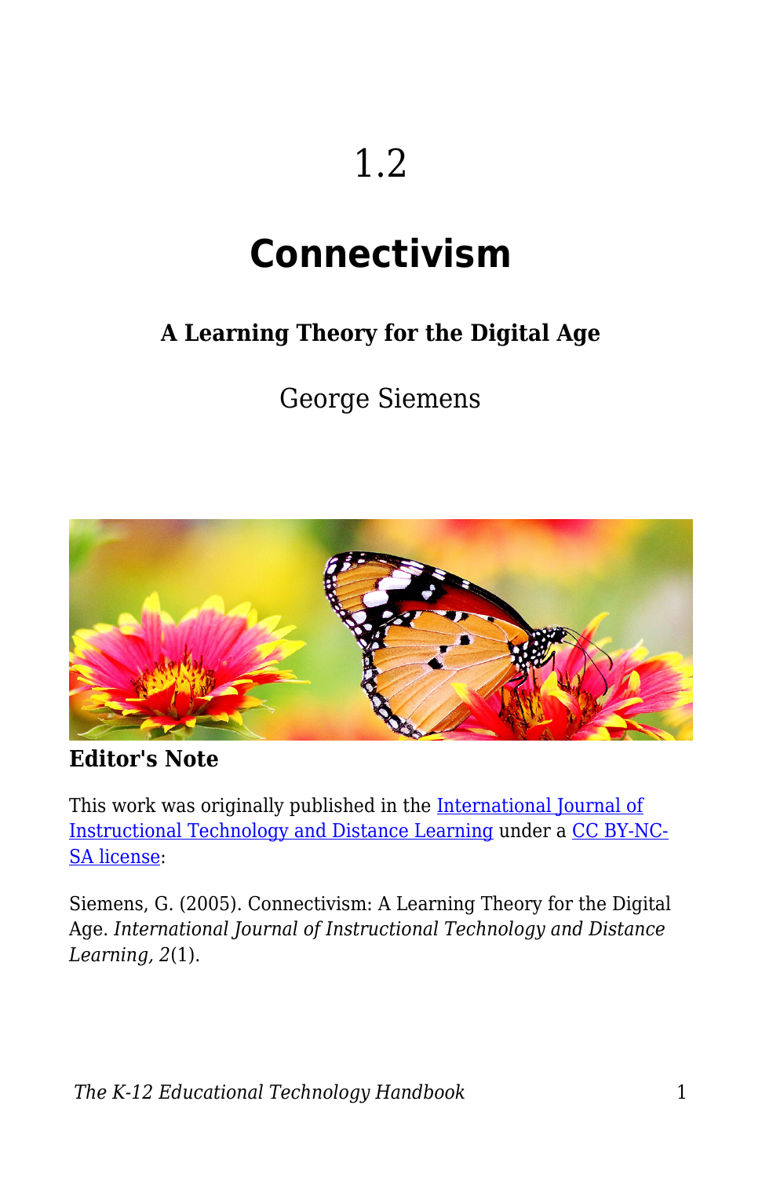# 1.2

# Connectivism

### A Learning Theory for the Digital Age

George Siemens

**Editor's Note**

This work was originally published in the [International Journal of Instructional Technology and Distance Learning](#) under a [CC BY-NC-SA license](#):

Siemens, G. (2005). Connectivism: A Learning Theory for the Digital Age. *International Journal of Instructional Technology and Distance Learning, 2*(1).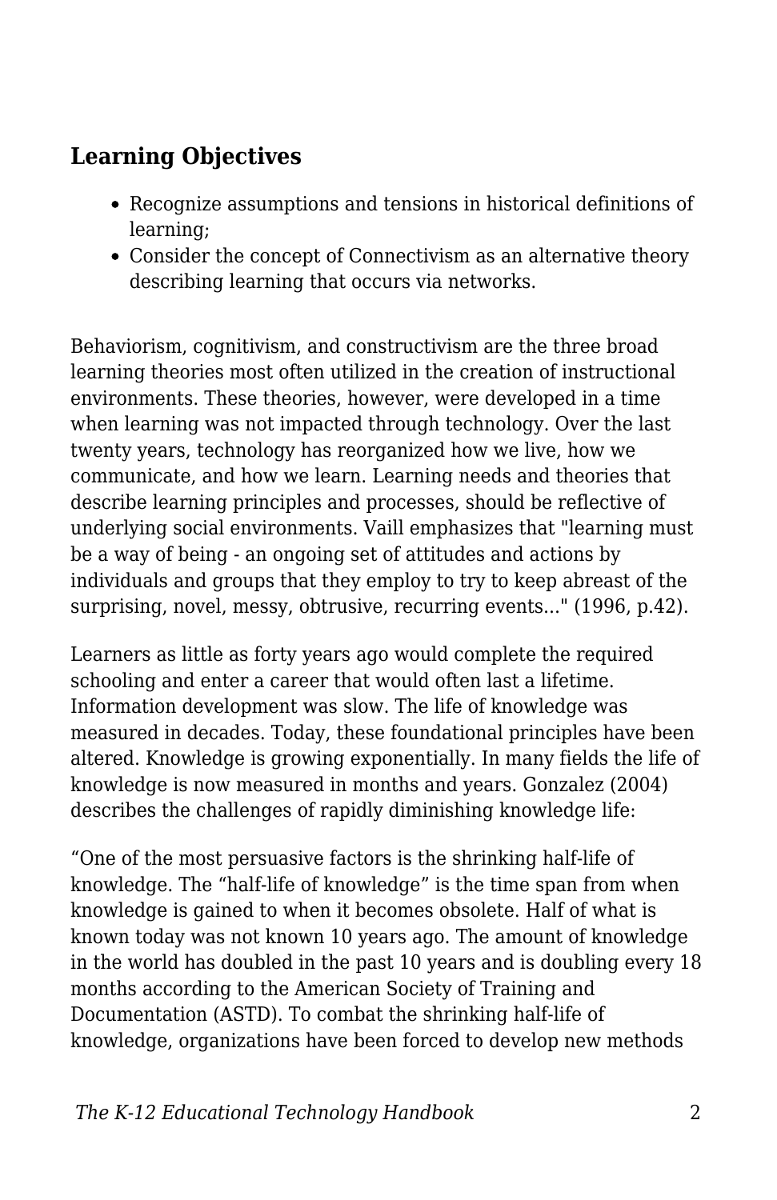## Learning Objectives

- Recognize assumptions and tensions in historical definitions of learning;
- Consider the concept of Connectivism as an alternative theory describing learning that occurs via networks.

Behaviorism, cognitivism, and constructivism are the three broad learning theories most often utilized in the creation of instructional environments. These theories, however, were developed in a time when learning was not impacted through technology. Over the last twenty years, technology has reorganized how we live, how we communicate, and how we learn. Learning needs and theories that describe learning principles and processes, should be reflective of underlying social environments. Vaill emphasizes that "learning must be a way of being - an ongoing set of attitudes and actions by individuals and groups that they employ to try to keep abreast of the surprising, novel, messy, obtrusive, recurring events..." (1996, p.42).

Learners as little as forty years ago would complete the required schooling and enter a career that would often last a lifetime. Information development was slow. The life of knowledge was measured in decades. Today, these foundational principles have been altered. Knowledge is growing exponentially. In many fields the life of knowledge is now measured in months and years. Gonzalez (2004) describes the challenges of rapidly diminishing knowledge life:

“One of the most persuasive factors is the shrinking half-life of knowledge. The “half-life of knowledge” is the time span from when knowledge is gained to when it becomes obsolete. Half of what is known today was not known 10 years ago. The amount of knowledge in the world has doubled in the past 10 years and is doubling every 18 months according to the American Society of Training and Documentation (ASTD). To combat the shrinking half-life of knowledge, organizations have been forced to develop new methods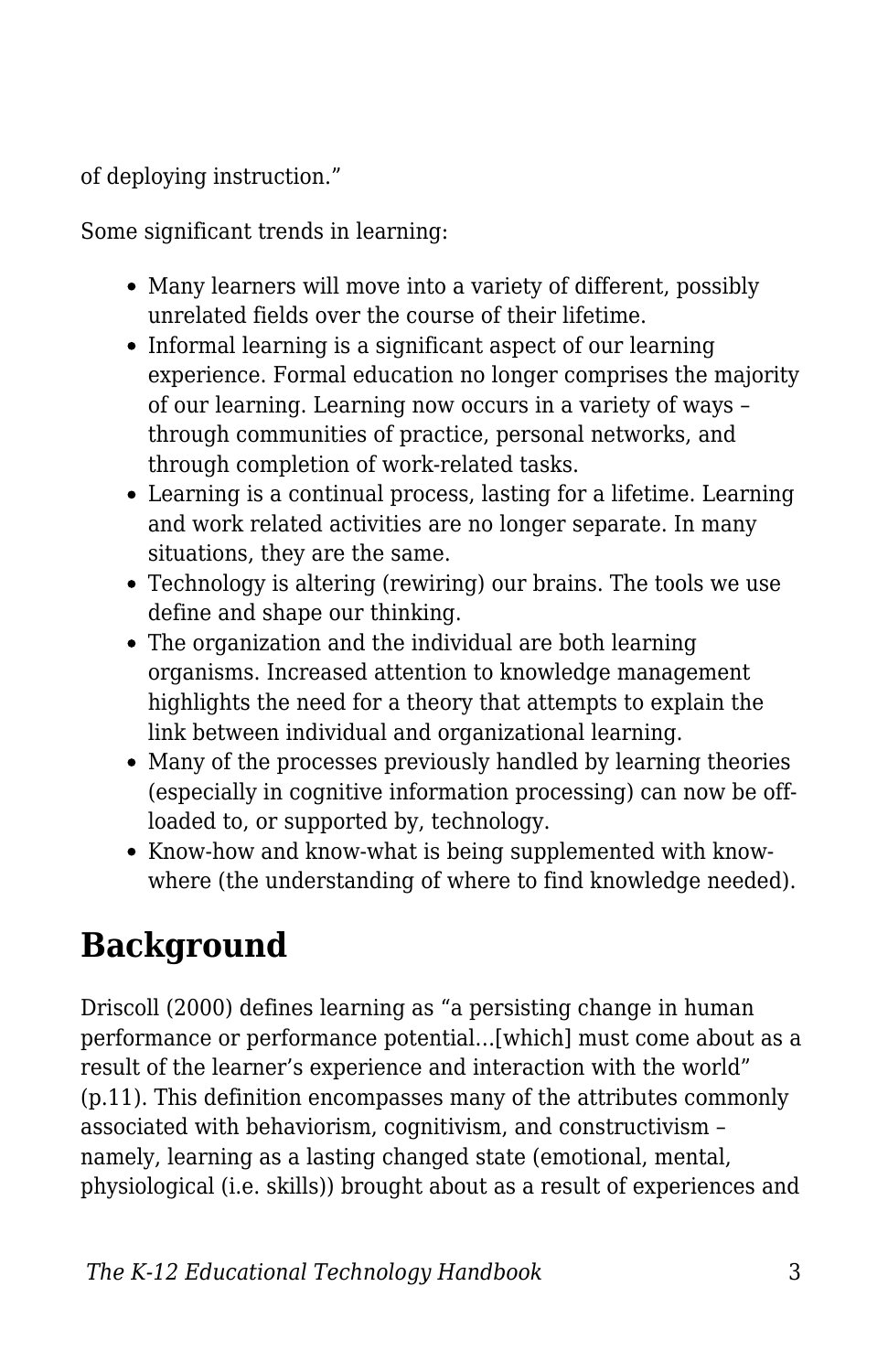of deploying instruction."

Some significant trends in learning:

- Many learners will move into a variety of different, possibly unrelated fields over the course of their lifetime.
- Informal learning is a significant aspect of our learning experience. Formal education no longer comprises the majority of our learning. Learning now occurs in a variety of ways – through communities of practice, personal networks, and through completion of work-related tasks.
- Learning is a continual process, lasting for a lifetime. Learning and work related activities are no longer separate. In many situations, they are the same.
- Technology is altering (rewiring) our brains. The tools we use define and shape our thinking.
- The organization and the individual are both learning organisms. Increased attention to knowledge management highlights the need for a theory that attempts to explain the link between individual and organizational learning.
- Many of the processes previously handled by learning theories (especially in cognitive information processing) can now be off-loaded to, or supported by, technology.
- Know-how and know-what is being supplemented with know-where (the understanding of where to find knowledge needed).

## Background

Driscoll (2000) defines learning as "a persisting change in human performance or performance potential…[which] must come about as a result of the learner's experience and interaction with the world" (p.11). This definition encompasses many of the attributes commonly associated with behaviorism, cognitivism, and constructivism – namely, learning as a lasting changed state (emotional, mental, physiological (i.e. skills)) brought about as a result of experiences and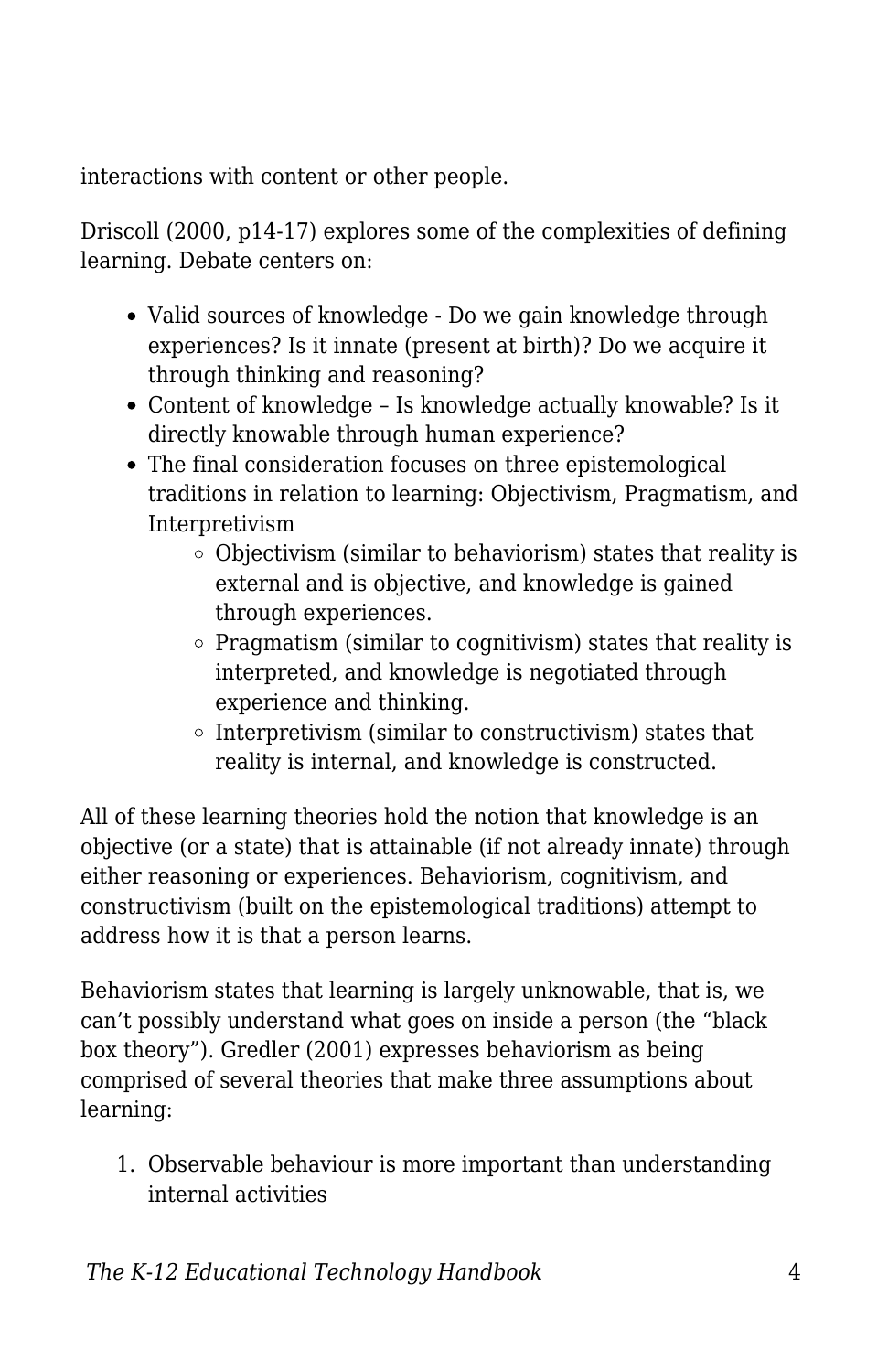interactions with content or other people.

Driscoll (2000, p14-17) explores some of the complexities of defining learning. Debate centers on:

- Valid sources of knowledge - Do we gain knowledge through experiences? Is it innate (present at birth)? Do we acquire it through thinking and reasoning?
- Content of knowledge – Is knowledge actually knowable? Is it directly knowable through human experience?
- The final consideration focuses on three epistemological traditions in relation to learning: Objectivism, Pragmatism, and Interpretivism
  - Objectivism (similar to behaviorism) states that reality is external and is objective, and knowledge is gained through experiences.
  - Pragmatism (similar to cognitivism) states that reality is interpreted, and knowledge is negotiated through experience and thinking.
  - Interpretivism (similar to constructivism) states that reality is internal, and knowledge is constructed.

All of these learning theories hold the notion that knowledge is an objective (or a state) that is attainable (if not already innate) through either reasoning or experiences. Behaviorism, cognitivism, and constructivism (built on the epistemological traditions) attempt to address how it is that a person learns.

Behaviorism states that learning is largely unknowable, that is, we can't possibly understand what goes on inside a person (the "black box theory"). Gredler (2001) expresses behaviorism as being comprised of several theories that make three assumptions about learning:

1. Observable behaviour is more important than understanding internal activities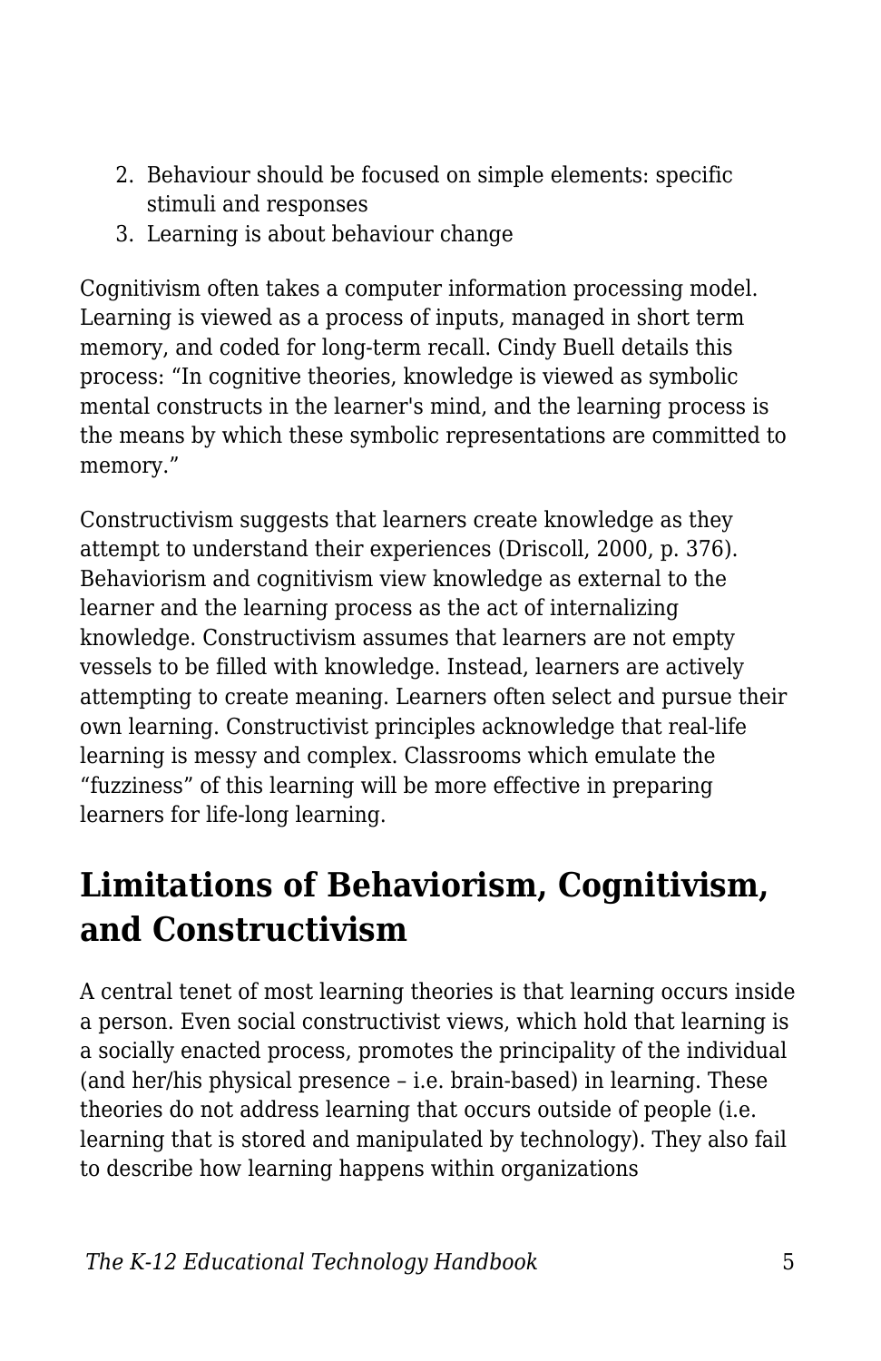2. Behaviour should be focused on simple elements: specific stimuli and responses
3. Learning is about behaviour change

Cognitivism often takes a computer information processing model. Learning is viewed as a process of inputs, managed in short term memory, and coded for long-term recall. Cindy Buell details this process: "In cognitive theories, knowledge is viewed as symbolic mental constructs in the learner's mind, and the learning process is the means by which these symbolic representations are committed to memory."

Constructivism suggests that learners create knowledge as they attempt to understand their experiences (Driscoll, 2000, p. 376). Behaviorism and cognitivism view knowledge as external to the learner and the learning process as the act of internalizing knowledge. Constructivism assumes that learners are not empty vessels to be filled with knowledge. Instead, learners are actively attempting to create meaning. Learners often select and pursue their own learning. Constructivist principles acknowledge that real-life learning is messy and complex. Classrooms which emulate the "fuzziness" of this learning will be more effective in preparing learners for life-long learning.

## Limitations of Behaviorism, Cognitivism, and Constructivism

A central tenet of most learning theories is that learning occurs inside a person. Even social constructivist views, which hold that learning is a socially enacted process, promotes the principality of the individual (and her/his physical presence – i.e. brain-based) in learning. These theories do not address learning that occurs outside of people (i.e. learning that is stored and manipulated by technology). They also fail to describe how learning happens within organizations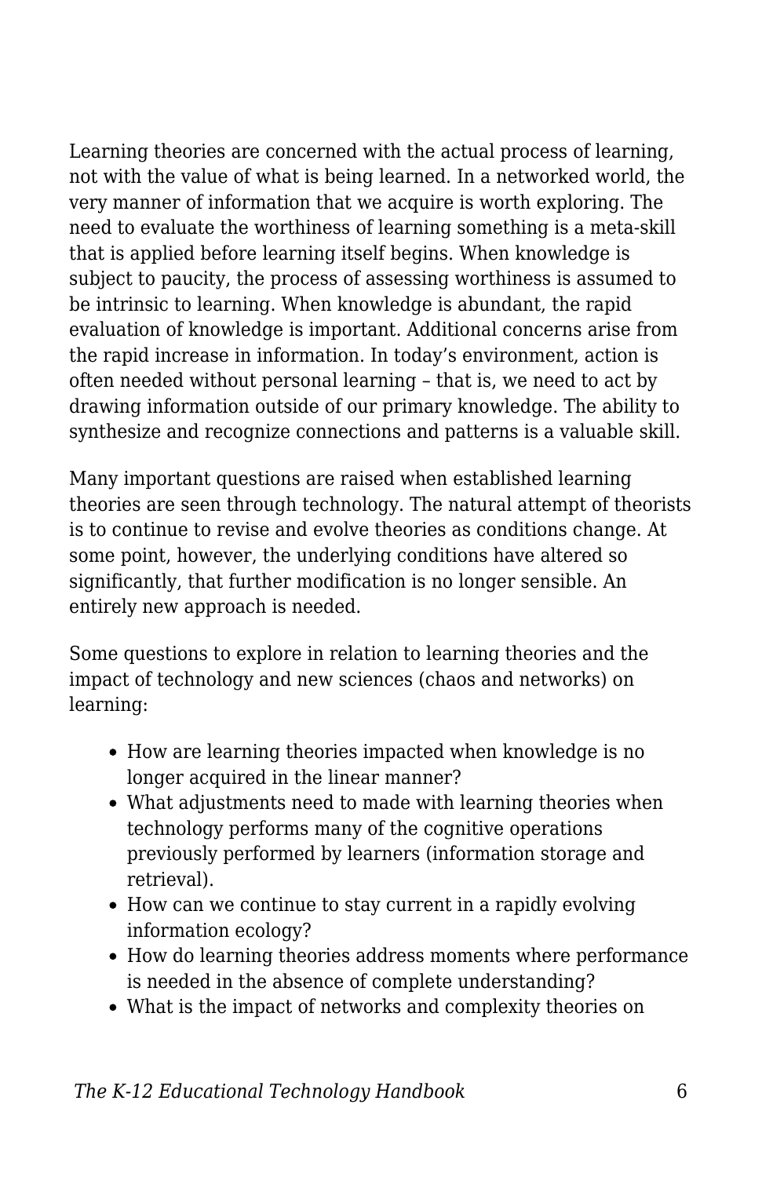Learning theories are concerned with the actual process of learning, not with the value of what is being learned. In a networked world, the very manner of information that we acquire is worth exploring. The need to evaluate the worthiness of learning something is a meta-skill that is applied before learning itself begins. When knowledge is subject to paucity, the process of assessing worthiness is assumed to be intrinsic to learning. When knowledge is abundant, the rapid evaluation of knowledge is important. Additional concerns arise from the rapid increase in information. In today's environment, action is often needed without personal learning – that is, we need to act by drawing information outside of our primary knowledge. The ability to synthesize and recognize connections and patterns is a valuable skill.

Many important questions are raised when established learning theories are seen through technology. The natural attempt of theorists is to continue to revise and evolve theories as conditions change. At some point, however, the underlying conditions have altered so significantly, that further modification is no longer sensible. An entirely new approach is needed.

Some questions to explore in relation to learning theories and the impact of technology and new sciences (chaos and networks) on learning:

- How are learning theories impacted when knowledge is no longer acquired in the linear manner?
- What adjustments need to made with learning theories when technology performs many of the cognitive operations previously performed by learners (information storage and retrieval).
- How can we continue to stay current in a rapidly evolving information ecology?
- How do learning theories address moments where performance is needed in the absence of complete understanding?
- What is the impact of networks and complexity theories on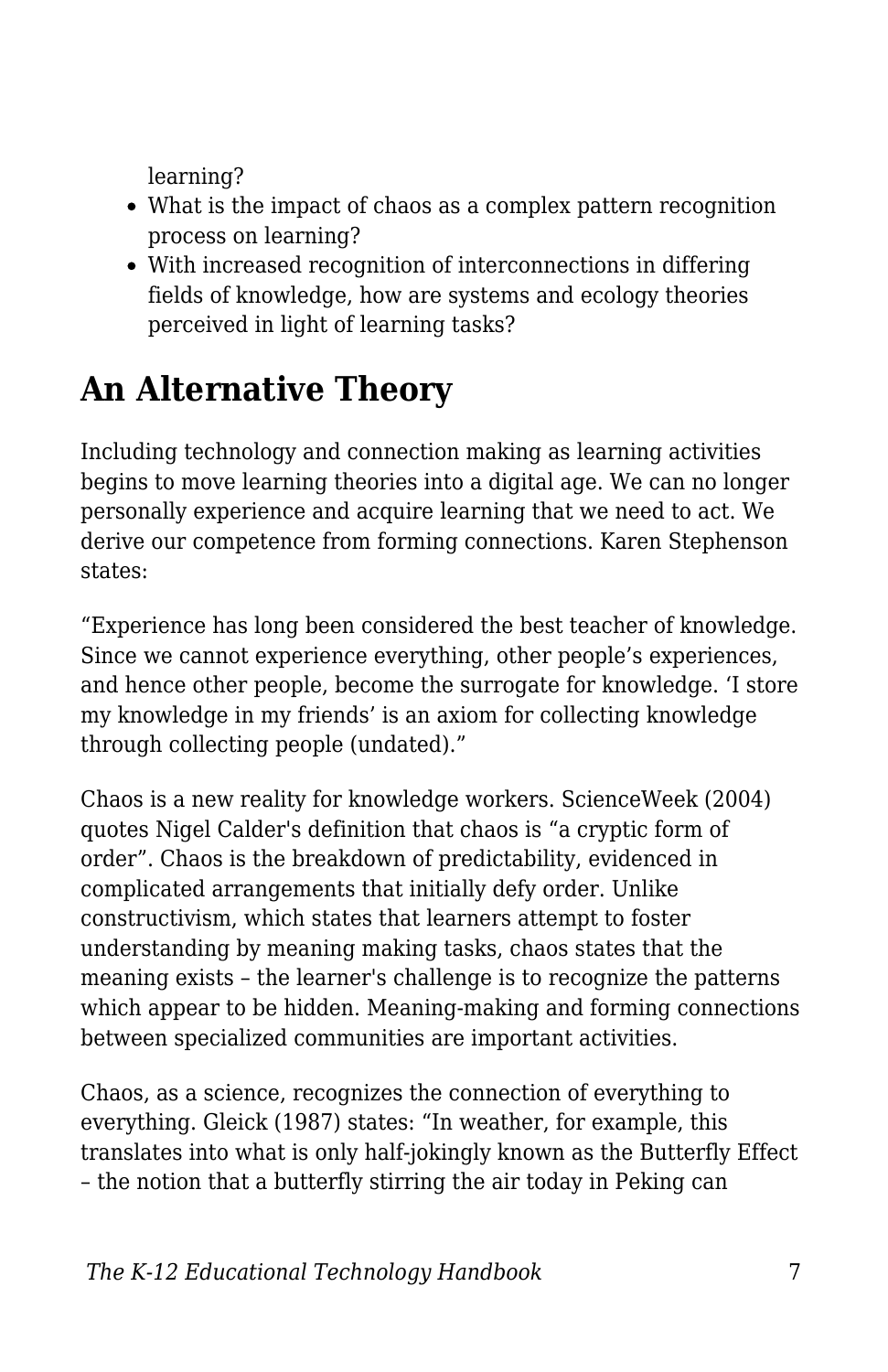learning?
- What is the impact of chaos as a complex pattern recognition process on learning?
- With increased recognition of interconnections in differing fields of knowledge, how are systems and ecology theories perceived in light of learning tasks?

## An Alternative Theory

Including technology and connection making as learning activities begins to move learning theories into a digital age. We can no longer personally experience and acquire learning that we need to act. We derive our competence from forming connections. Karen Stephenson states:

“Experience has long been considered the best teacher of knowledge. Since we cannot experience everything, other people’s experiences, and hence other people, become the surrogate for knowledge. ‘I store my knowledge in my friends’ is an axiom for collecting knowledge through collecting people (undated).”

Chaos is a new reality for knowledge workers. ScienceWeek (2004) quotes Nigel Calder's definition that chaos is “a cryptic form of order”. Chaos is the breakdown of predictability, evidenced in complicated arrangements that initially defy order. Unlike constructivism, which states that learners attempt to foster understanding by meaning making tasks, chaos states that the meaning exists – the learner's challenge is to recognize the patterns which appear to be hidden. Meaning-making and forming connections between specialized communities are important activities.

Chaos, as a science, recognizes the connection of everything to everything. Gleick (1987) states: “In weather, for example, this translates into what is only half-jokingly known as the Butterfly Effect – the notion that a butterfly stirring the air today in Peking can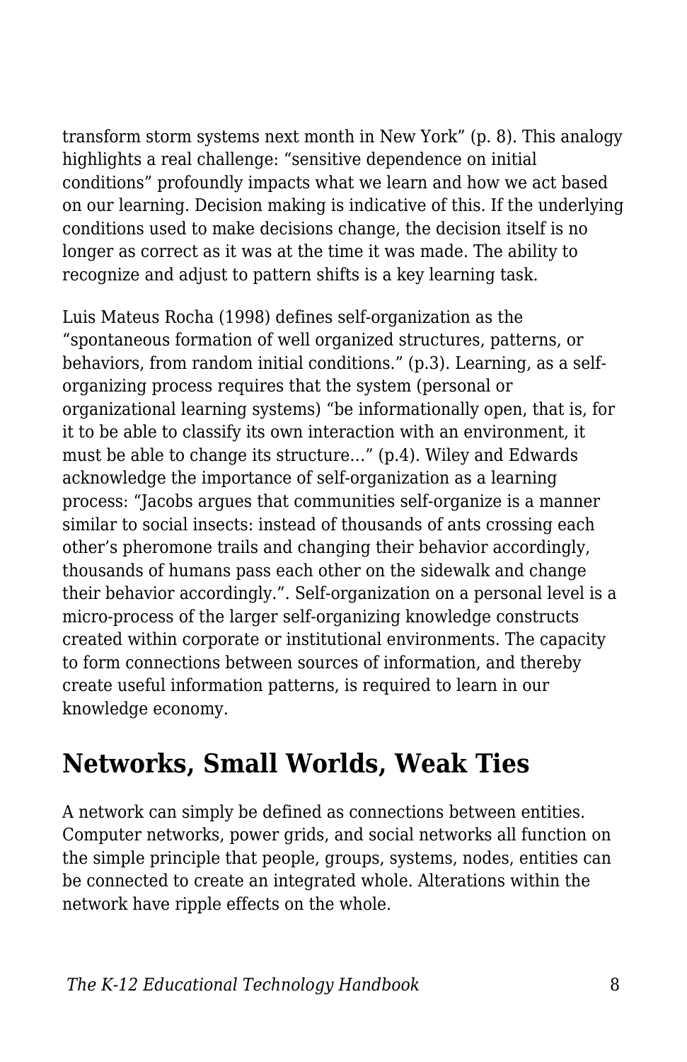transform storm systems next month in New York" (p. 8). This analogy highlights a real challenge: "sensitive dependence on initial conditions" profoundly impacts what we learn and how we act based on our learning. Decision making is indicative of this. If the underlying conditions used to make decisions change, the decision itself is no longer as correct as it was at the time it was made. The ability to recognize and adjust to pattern shifts is a key learning task.

Luis Mateus Rocha (1998) defines self-organization as the "spontaneous formation of well organized structures, patterns, or behaviors, from random initial conditions." (p.3). Learning, as a self-organizing process requires that the system (personal or organizational learning systems) "be informationally open, that is, for it to be able to classify its own interaction with an environment, it must be able to change its structure…" (p.4). Wiley and Edwards acknowledge the importance of self-organization as a learning process: "Jacobs argues that communities self-organize is a manner similar to social insects: instead of thousands of ants crossing each other's pheromone trails and changing their behavior accordingly, thousands of humans pass each other on the sidewalk and change their behavior accordingly.". Self-organization on a personal level is a micro-process of the larger self-organizing knowledge constructs created within corporate or institutional environments. The capacity to form connections between sources of information, and thereby create useful information patterns, is required to learn in our knowledge economy.

## Networks, Small Worlds, Weak Ties

A network can simply be defined as connections between entities. Computer networks, power grids, and social networks all function on the simple principle that people, groups, systems, nodes, entities can be connected to create an integrated whole. Alterations within the network have ripple effects on the whole.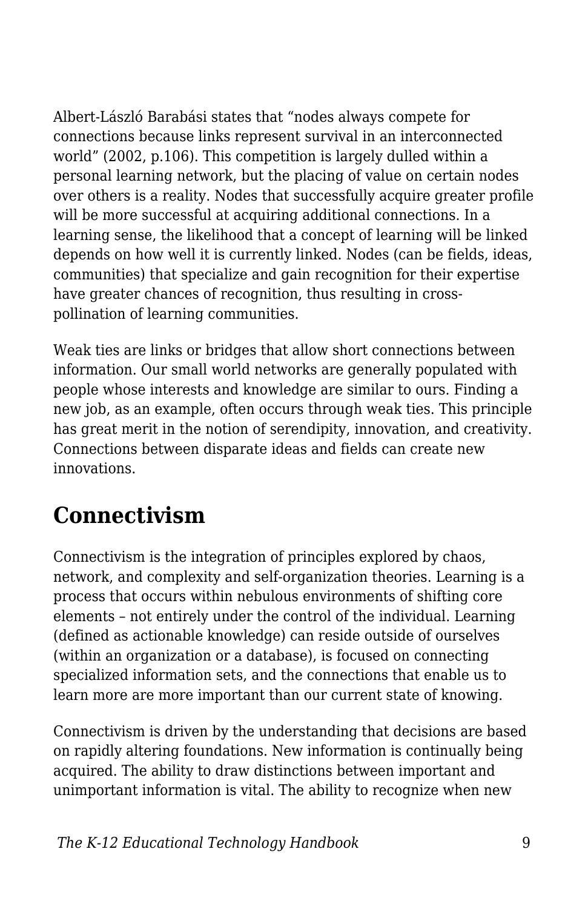Albert-László Barabási states that "nodes always compete for connections because links represent survival in an interconnected world" (2002, p.106). This competition is largely dulled within a personal learning network, but the placing of value on certain nodes over others is a reality. Nodes that successfully acquire greater profile will be more successful at acquiring additional connections. In a learning sense, the likelihood that a concept of learning will be linked depends on how well it is currently linked. Nodes (can be fields, ideas, communities) that specialize and gain recognition for their expertise have greater chances of recognition, thus resulting in cross-pollination of learning communities.

Weak ties are links or bridges that allow short connections between information. Our small world networks are generally populated with people whose interests and knowledge are similar to ours. Finding a new job, as an example, often occurs through weak ties. This principle has great merit in the notion of serendipity, innovation, and creativity. Connections between disparate ideas and fields can create new innovations.

## Connectivism

Connectivism is the integration of principles explored by chaos, network, and complexity and self-organization theories. Learning is a process that occurs within nebulous environments of shifting core elements – not entirely under the control of the individual. Learning (defined as actionable knowledge) can reside outside of ourselves (within an organization or a database), is focused on connecting specialized information sets, and the connections that enable us to learn more are more important than our current state of knowing.

Connectivism is driven by the understanding that decisions are based on rapidly altering foundations. New information is continually being acquired. The ability to draw distinctions between important and unimportant information is vital. The ability to recognize when new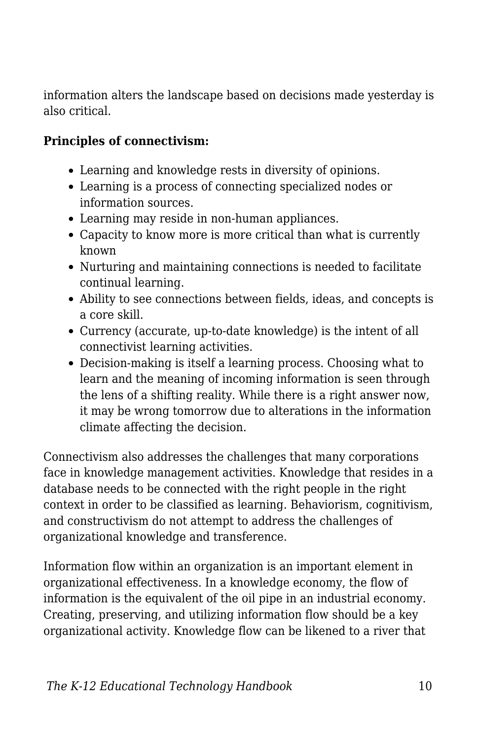information alters the landscape based on decisions made yesterday is also critical.

**Principles of connectivism:**

- Learning and knowledge rests in diversity of opinions.
- Learning is a process of connecting specialized nodes or information sources.
- Learning may reside in non-human appliances.
- Capacity to know more is more critical than what is currently known
- Nurturing and maintaining connections is needed to facilitate continual learning.
- Ability to see connections between fields, ideas, and concepts is a core skill.
- Currency (accurate, up-to-date knowledge) is the intent of all connectivist learning activities.
- Decision-making is itself a learning process. Choosing what to learn and the meaning of incoming information is seen through the lens of a shifting reality. While there is a right answer now, it may be wrong tomorrow due to alterations in the information climate affecting the decision.

Connectivism also addresses the challenges that many corporations face in knowledge management activities. Knowledge that resides in a database needs to be connected with the right people in the right context in order to be classified as learning. Behaviorism, cognitivism, and constructivism do not attempt to address the challenges of organizational knowledge and transference.

Information flow within an organization is an important element in organizational effectiveness. In a knowledge economy, the flow of information is the equivalent of the oil pipe in an industrial economy. Creating, preserving, and utilizing information flow should be a key organizational activity. Knowledge flow can be likened to a river that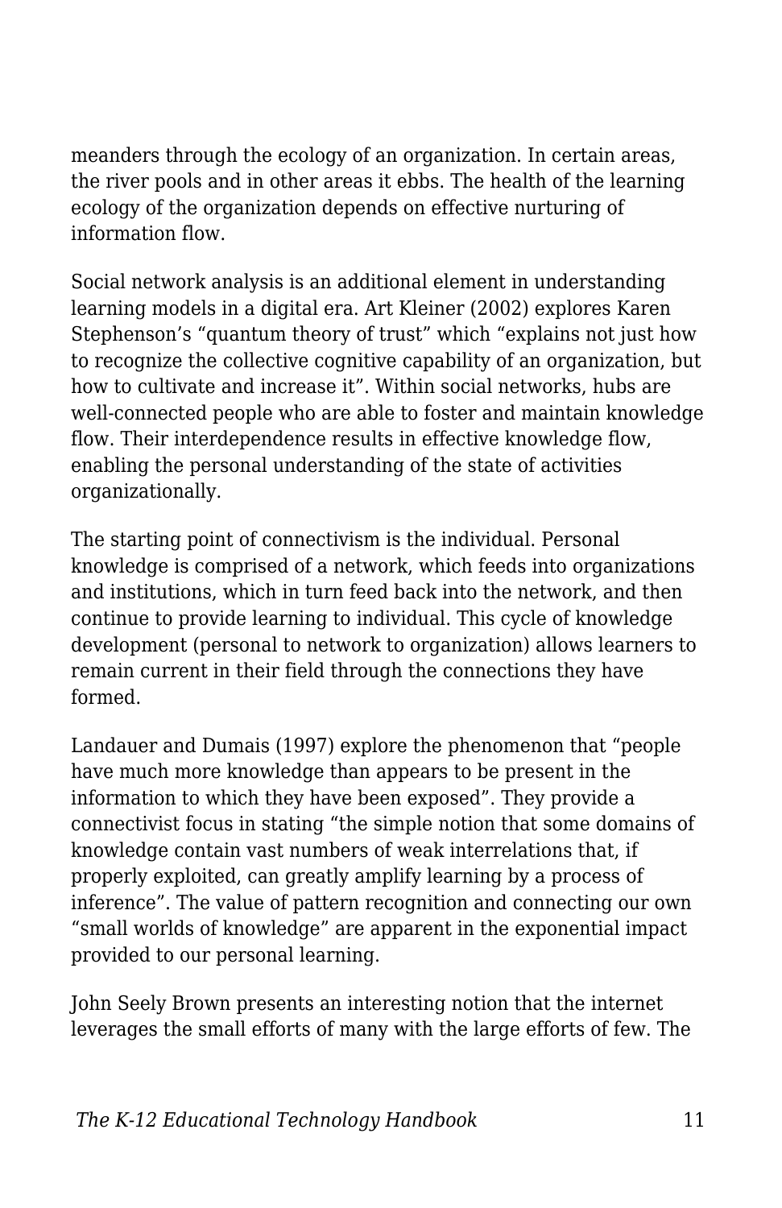meanders through the ecology of an organization. In certain areas, the river pools and in other areas it ebbs. The health of the learning ecology of the organization depends on effective nurturing of information flow.

Social network analysis is an additional element in understanding learning models in a digital era. Art Kleiner (2002) explores Karen Stephenson's "quantum theory of trust" which "explains not just how to recognize the collective cognitive capability of an organization, but how to cultivate and increase it". Within social networks, hubs are well-connected people who are able to foster and maintain knowledge flow. Their interdependence results in effective knowledge flow, enabling the personal understanding of the state of activities organizationally.

The starting point of connectivism is the individual. Personal knowledge is comprised of a network, which feeds into organizations and institutions, which in turn feed back into the network, and then continue to provide learning to individual. This cycle of knowledge development (personal to network to organization) allows learners to remain current in their field through the connections they have formed.

Landauer and Dumais (1997) explore the phenomenon that "people have much more knowledge than appears to be present in the information to which they have been exposed". They provide a connectivist focus in stating "the simple notion that some domains of knowledge contain vast numbers of weak interrelations that, if properly exploited, can greatly amplify learning by a process of inference". The value of pattern recognition and connecting our own "small worlds of knowledge" are apparent in the exponential impact provided to our personal learning.

John Seely Brown presents an interesting notion that the internet leverages the small efforts of many with the large efforts of few. The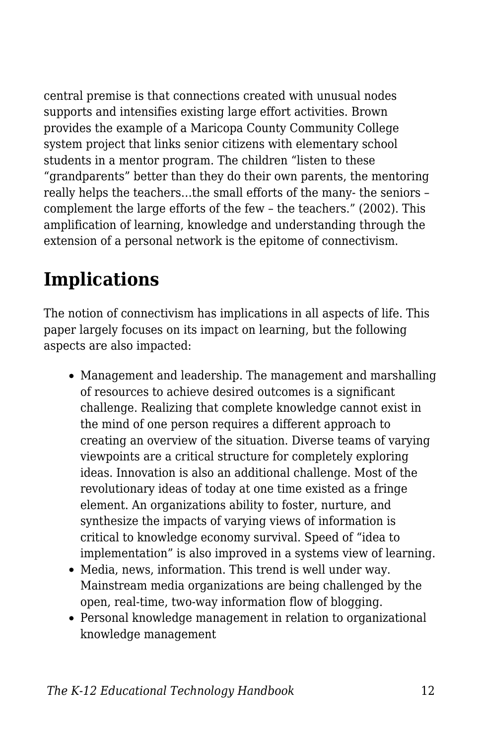central premise is that connections created with unusual nodes supports and intensifies existing large effort activities. Brown provides the example of a Maricopa County Community College system project that links senior citizens with elementary school students in a mentor program. The children "listen to these "grandparents" better than they do their own parents, the mentoring really helps the teachers…the small efforts of the many- the seniors – complement the large efforts of the few – the teachers." (2002). This amplification of learning, knowledge and understanding through the extension of a personal network is the epitome of connectivism.

## Implications

The notion of connectivism has implications in all aspects of life. This paper largely focuses on its impact on learning, but the following aspects are also impacted:

- Management and leadership. The management and marshalling of resources to achieve desired outcomes is a significant challenge. Realizing that complete knowledge cannot exist in the mind of one person requires a different approach to creating an overview of the situation. Diverse teams of varying viewpoints are a critical structure for completely exploring ideas. Innovation is also an additional challenge. Most of the revolutionary ideas of today at one time existed as a fringe element. An organizations ability to foster, nurture, and synthesize the impacts of varying views of information is critical to knowledge economy survival. Speed of "idea to implementation" is also improved in a systems view of learning.
- Media, news, information. This trend is well under way. Mainstream media organizations are being challenged by the open, real-time, two-way information flow of blogging.
- Personal knowledge management in relation to organizational knowledge management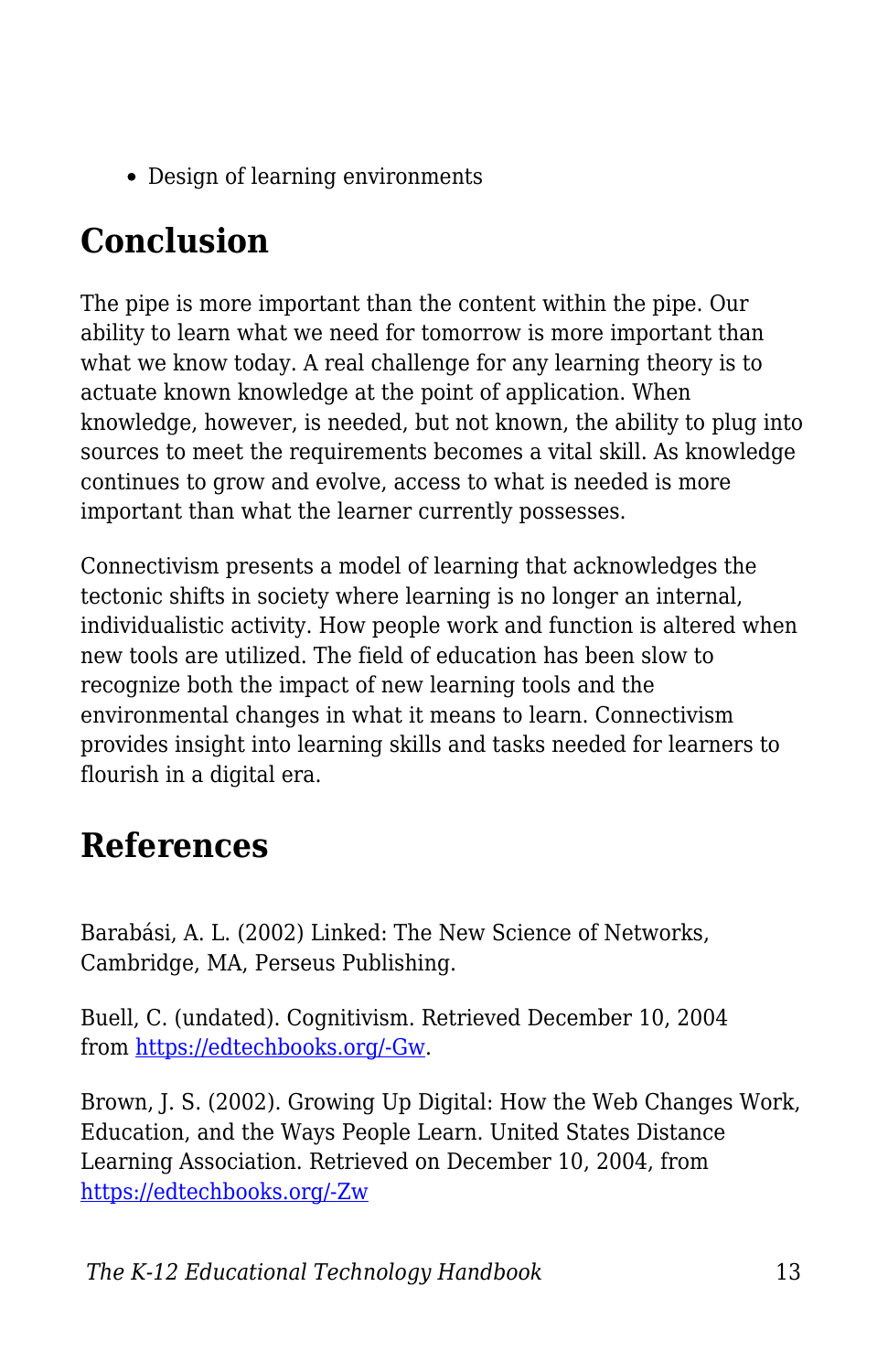- Design of learning environments

## Conclusion

The pipe is more important than the content within the pipe. Our ability to learn what we need for tomorrow is more important than what we know today. A real challenge for any learning theory is to actuate known knowledge at the point of application. When knowledge, however, is needed, but not known, the ability to plug into sources to meet the requirements becomes a vital skill. As knowledge continues to grow and evolve, access to what is needed is more important than what the learner currently possesses.

Connectivism presents a model of learning that acknowledges the tectonic shifts in society where learning is no longer an internal, individualistic activity. How people work and function is altered when new tools are utilized. The field of education has been slow to recognize both the impact of new learning tools and the environmental changes in what it means to learn. Connectivism provides insight into learning skills and tasks needed for learners to flourish in a digital era.

## References

Barabási, A. L. (2002) Linked: The New Science of Networks, Cambridge, MA, Perseus Publishing.

Buell, C. (undated). Cognitivism. Retrieved December 10, 2004 from [https://edtechbooks.org/-Gw](https://edtechbooks.org/-Gw).

Brown, J. S. (2002). Growing Up Digital: How the Web Changes Work, Education, and the Ways People Learn. United States Distance Learning Association. Retrieved on December 10, 2004, from [https://edtechbooks.org/-Zw](https://edtechbooks.org/-Zw)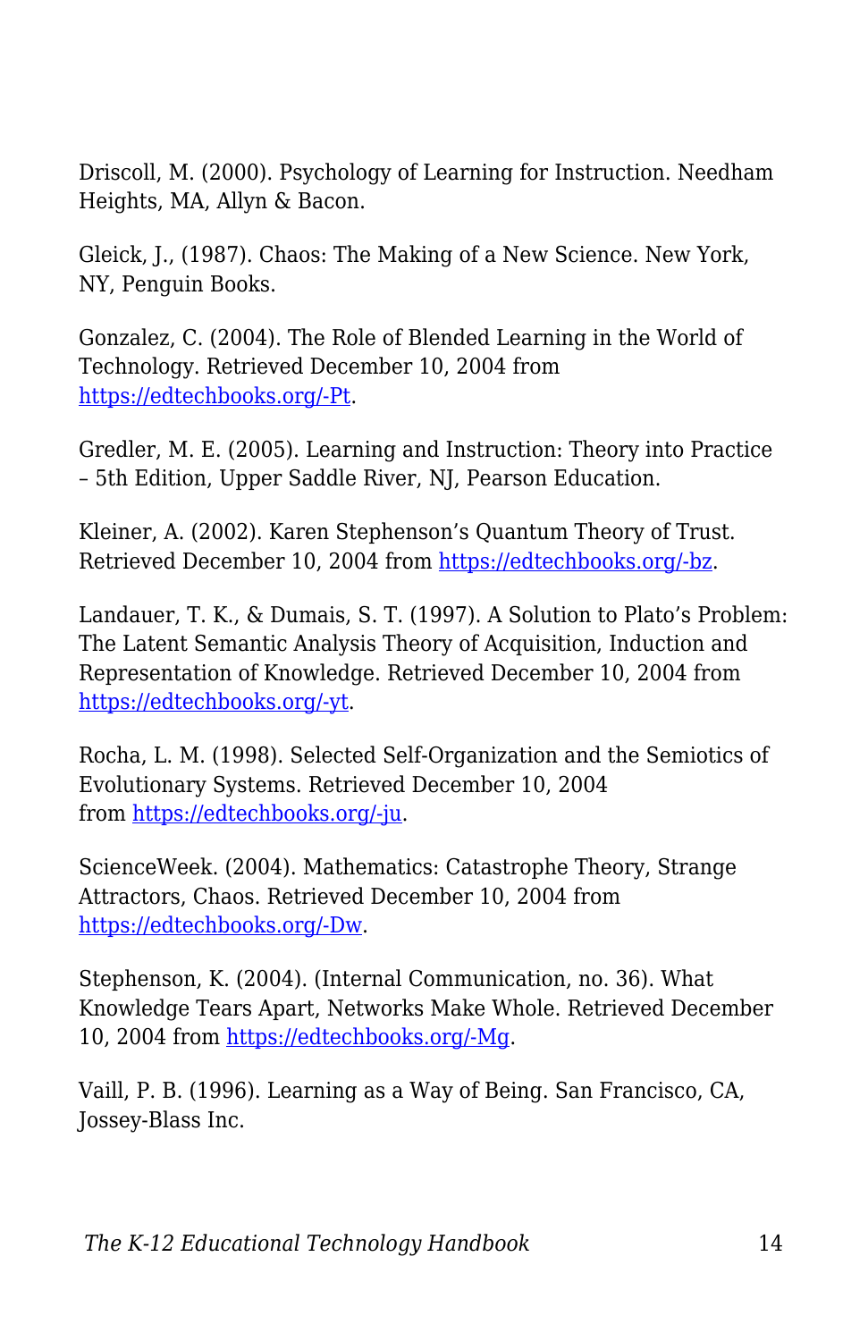Driscoll, M. (2000). Psychology of Learning for Instruction. Needham Heights, MA, Allyn & Bacon.

Gleick, J., (1987). Chaos: The Making of a New Science. New York, NY, Penguin Books.

Gonzalez, C. (2004). The Role of Blended Learning in the World of Technology. Retrieved December 10, 2004 from [https://edtechbooks.org/-Pt](https://edtechbooks.org/-Pt).

Gredler, M. E. (2005). Learning and Instruction: Theory into Practice – 5th Edition, Upper Saddle River, NJ, Pearson Education.

Kleiner, A. (2002). Karen Stephenson's Quantum Theory of Trust. Retrieved December 10, 2004 from [https://edtechbooks.org/-bz](https://edtechbooks.org/-bz).

Landauer, T. K., & Dumais, S. T. (1997). A Solution to Plato's Problem: The Latent Semantic Analysis Theory of Acquisition, Induction and Representation of Knowledge. Retrieved December 10, 2004 from [https://edtechbooks.org/-yt](https://edtechbooks.org/-yt).

Rocha, L. M. (1998). Selected Self-Organization and the Semiotics of Evolutionary Systems. Retrieved December 10, 2004 from [https://edtechbooks.org/-ju](https://edtechbooks.org/-ju).

ScienceWeek. (2004). Mathematics: Catastrophe Theory, Strange Attractors, Chaos. Retrieved December 10, 2004 from [https://edtechbooks.org/-Dw](https://edtechbooks.org/-Dw).

Stephenson, K. (2004). (Internal Communication, no. 36). What Knowledge Tears Apart, Networks Make Whole. Retrieved December 10, 2004 from [https://edtechbooks.org/-Mg](https://edtechbooks.org/-Mg).

Vaill, P. B. (1996). Learning as a Way of Being. San Francisco, CA, Jossey-Blass Inc.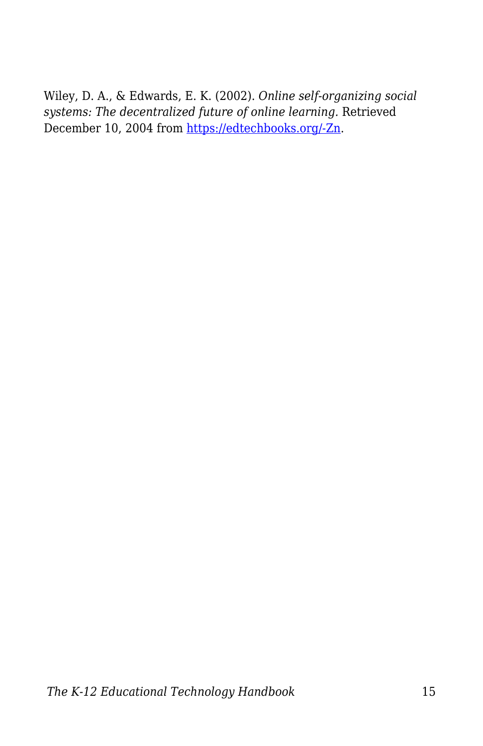Wiley, D. A., & Edwards, E. K. (2002). *Online self-organizing social systems: The decentralized future of online learning.* Retrieved December 10, 2004 from [https://edtechbooks.org/-Zn](https://edtechbooks.org/-Zn).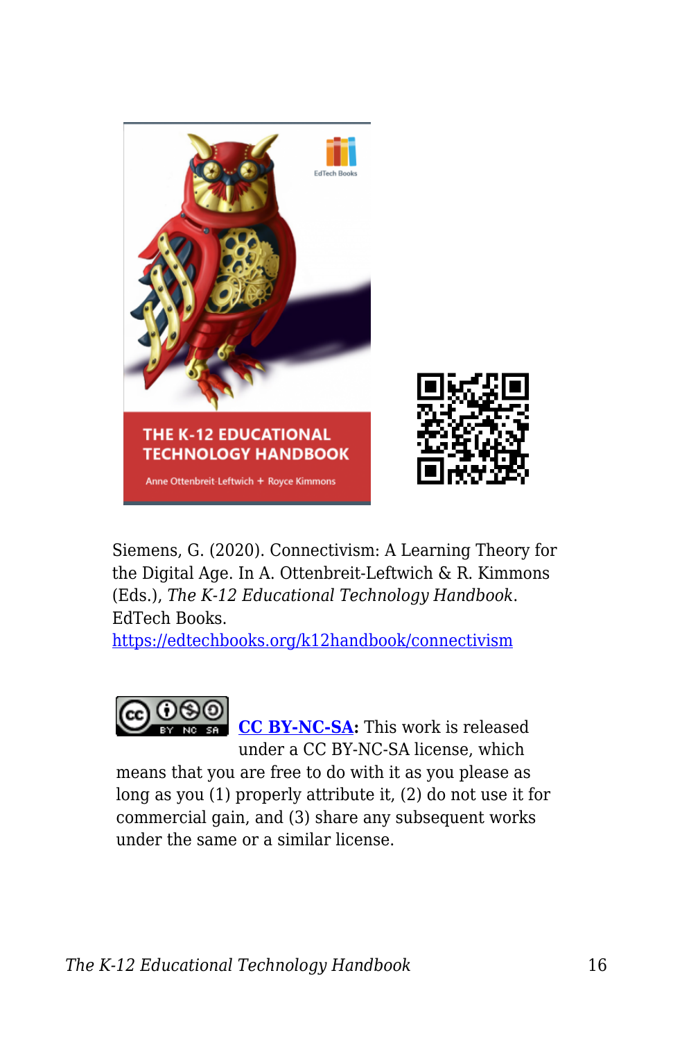Siemens, G. (2020). Connectivism: A Learning Theory for the Digital Age. In A. Ottenbreit-Leftwich & R. Kimmons (Eds.), *The K-12 Educational Technology Handbook*. EdTech Books. https://edtechbooks.org/k12handbook/connectivism

**CC BY-NC-SA:** This work is released under a CC BY-NC-SA license, which means that you are free to do with it as you please as long as you (1) properly attribute it, (2) do not use it for commercial gain, and (3) share any subsequent works under the same or a similar license.